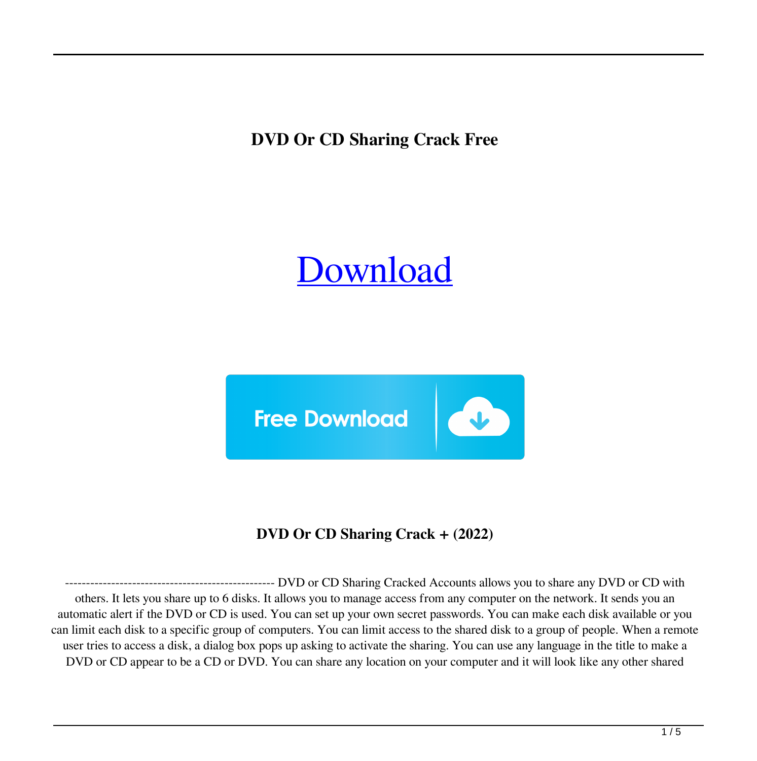**DVD Or CD Sharing Crack Free**

[Download](#)

**DVD Or CD Sharing Crack + (2022)**

-------------------------------------------------- DVD or CD Sharing Cracked Accounts allows you to share any DVD or CD with others. It lets you share up to 6 disks. It allows you to manage access from any computer on the network. It sends you an automatic alert if the DVD or CD is used. You can set up your own secret passwords. You can make each disk available or you can limit each disk to a specific group of computers. You can limit access to the shared disk to a group of people. When a remote user tries to access a disk, a dialog box pops up asking to activate the sharing. You can use any language in the title to make a DVD or CD appear to be a CD or DVD. You can share any location on your computer and it will look like any other shared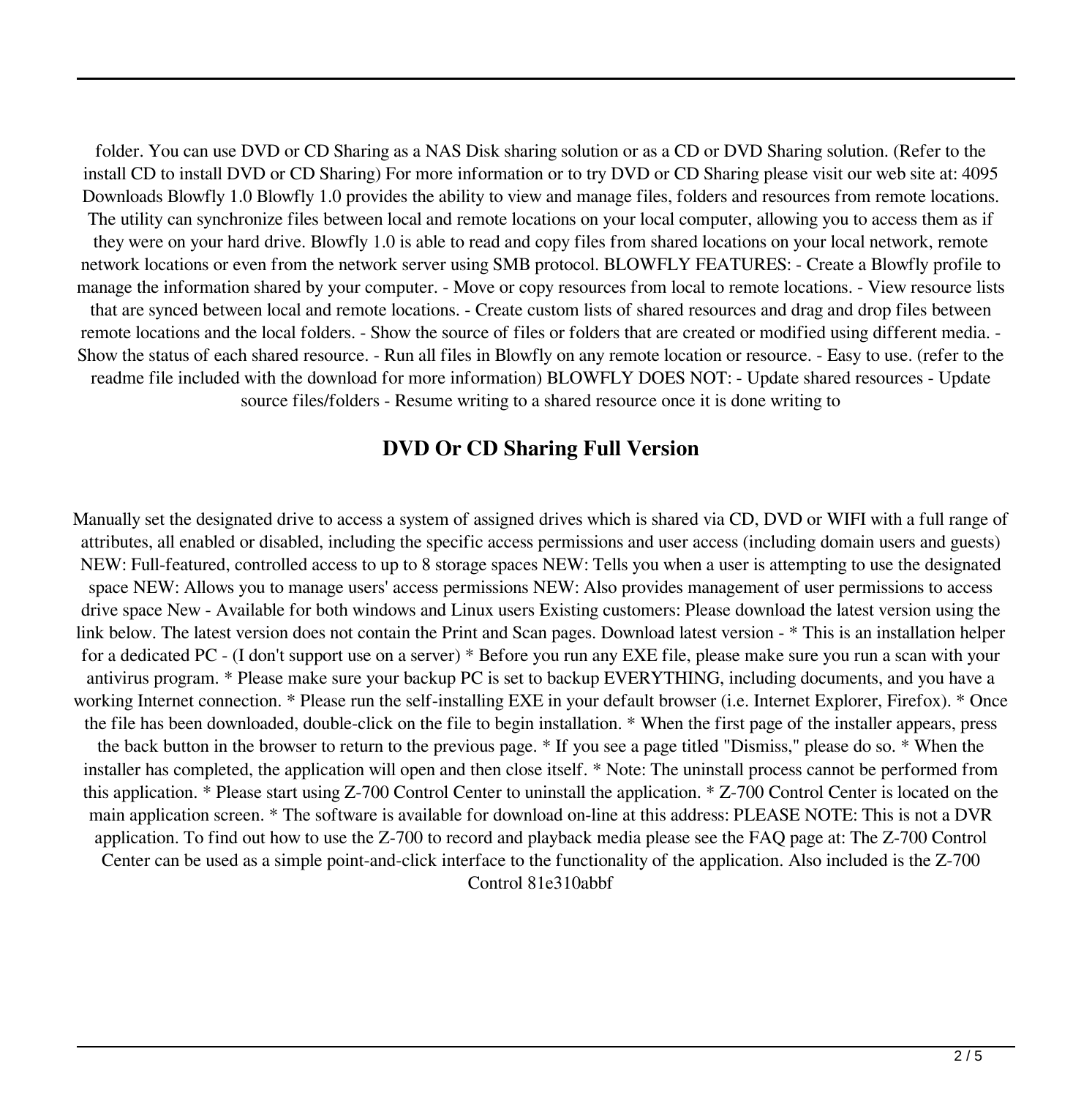folder. You can use DVD or CD Sharing as a NAS Disk sharing solution or as a CD or DVD Sharing solution. (Refer to the install CD to install DVD or CD Sharing) For more information or to try DVD or CD Sharing please visit our web site at: 4095 Downloads Blowfly 1.0 Blowfly 1.0 provides the ability to view and manage files, folders and resources from remote locations. The utility can synchronize files between local and remote locations on your local computer, allowing you to access them as if they were on your hard drive. Blowfly 1.0 is able to read and copy files from shared locations on your local network, remote network locations or even from the network server using SMB protocol. BLOWFLY FEATURES: - Create a Blowfly profile to manage the information shared by your computer. - Move or copy resources from local to remote locations. - View resource lists that are synced between local and remote locations. - Create custom lists of shared resources and drag and drop files between remote locations and the local folders. - Show the source of files or folders that are created or modified using different media. - Show the status of each shared resource. - Run all files in Blowfly on any remote location or resource. - Easy to use. (refer to the readme file included with the download for more information) BLOWFLY DOES NOT: - Update shared resources - Update source files/folders - Resume writing to a shared resource once it is done writing to

## DVD Or CD Sharing Full Version

Manually set the designated drive to access a system of assigned drives which is shared via CD, DVD or WIFI with a full range of attributes, all enabled or disabled, including the specific access permissions and user access (including domain users and guests) NEW: Full-featured, controlled access to up to 8 storage spaces NEW: Tells you when a user is attempting to use the designated space NEW: Allows you to manage users' access permissions NEW: Also provides management of user permissions to access drive space New - Available for both windows and Linux users Existing customers: Please download the latest version using the link below. The latest version does not contain the Print and Scan pages. Download latest version - * This is an installation helper for a dedicated PC - (I don't support use on a server) * Before you run any EXE file, please make sure you run a scan with your antivirus program. * Please make sure your backup PC is set to backup EVERYTHING, including documents, and you have a working Internet connection. * Please run the self-installing EXE in your default browser (i.e. Internet Explorer, Firefox). * Once the file has been downloaded, double-click on the file to begin installation. * When the first page of the installer appears, press the back button in the browser to return to the previous page. * If you see a page titled "Dismiss," please do so. * When the installer has completed, the application will open and then close itself. * Note: The uninstall process cannot be performed from this application. * Please start using Z-700 Control Center to uninstall the application. * Z-700 Control Center is located on the main application screen. * The software is available for download on-line at this address: PLEASE NOTE: This is not a DVR application. To find out how to use the Z-700 to record and playback media please see the FAQ page at: The Z-700 Control Center can be used as a simple point-and-click interface to the functionality of the application. Also included is the Z-700 Control 81e310abbf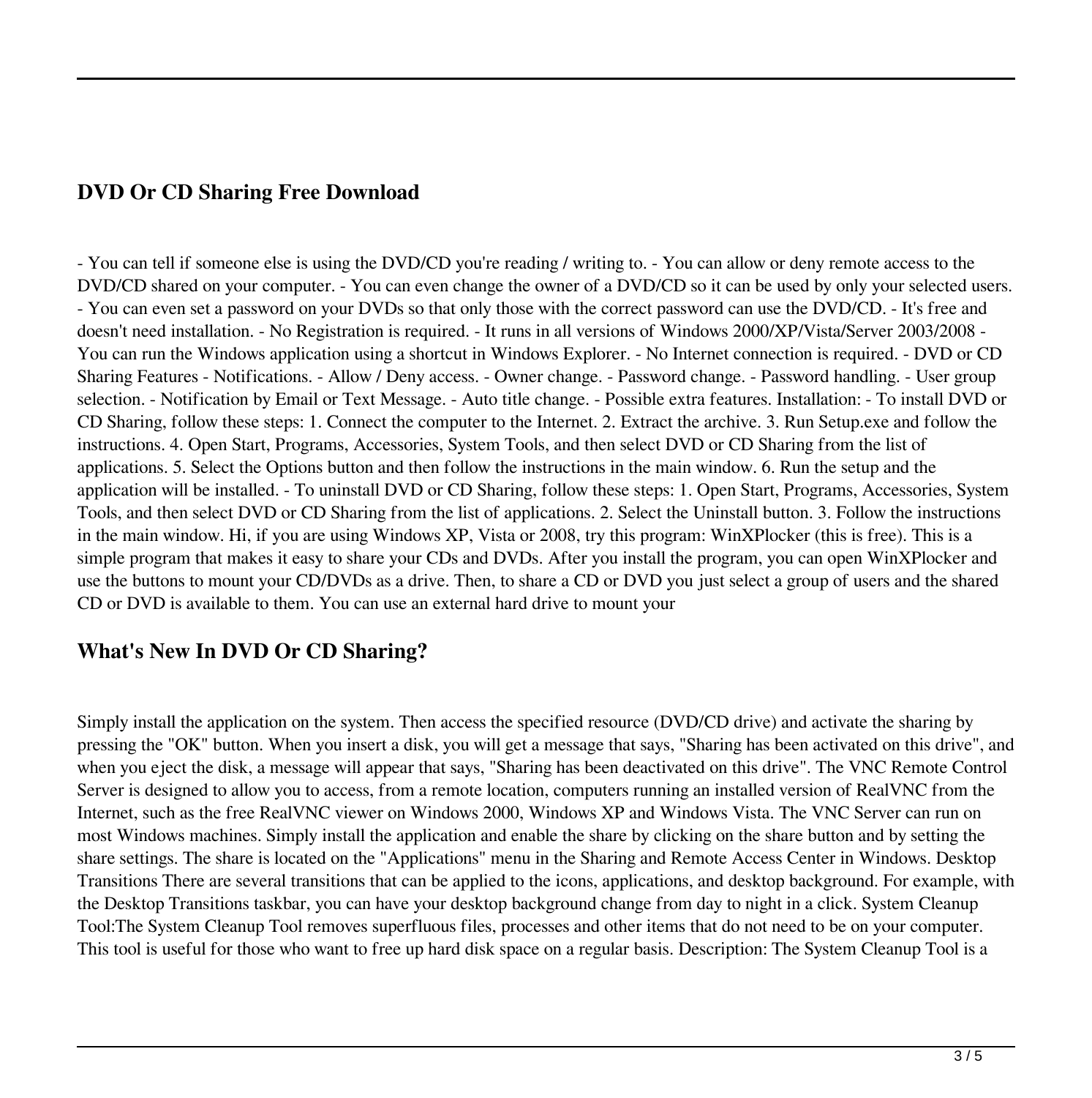## DVD Or CD Sharing Free Download

- You can tell if someone else is using the DVD/CD you're reading / writing to. - You can allow or deny remote access to the DVD/CD shared on your computer. - You can even change the owner of a DVD/CD so it can be used by only your selected users. - You can even set a password on your DVDs so that only those with the correct password can use the DVD/CD. - It's free and doesn't need installation. - No Registration is required. - It runs in all versions of Windows 2000/XP/Vista/Server 2003/2008 - You can run the Windows application using a shortcut in Windows Explorer. - No Internet connection is required. - DVD or CD Sharing Features - Notifications. - Allow / Deny access. - Owner change. - Password change. - Password handling. - User group selection. - Notification by Email or Text Message. - Auto title change. - Possible extra features. Installation: - To install DVD or CD Sharing, follow these steps: 1. Connect the computer to the Internet. 2. Extract the archive. 3. Run Setup.exe and follow the instructions. 4. Open Start, Programs, Accessories, System Tools, and then select DVD or CD Sharing from the list of applications. 5. Select the Options button and then follow the instructions in the main window. 6. Run the setup and the application will be installed. - To uninstall DVD or CD Sharing, follow these steps: 1. Open Start, Programs, Accessories, System Tools, and then select DVD or CD Sharing from the list of applications. 2. Select the Uninstall button. 3. Follow the instructions in the main window. Hi, if you are using Windows XP, Vista or 2008, try this program: WinXPlocker (this is free). This is a simple program that makes it easy to share your CDs and DVDs. After you install the program, you can open WinXPlocker and use the buttons to mount your CD/DVDs as a drive. Then, to share a CD or DVD you just select a group of users and the shared CD or DVD is available to them. You can use an external hard drive to mount your

## What's New In DVD Or CD Sharing?

Simply install the application on the system. Then access the specified resource (DVD/CD drive) and activate the sharing by pressing the "OK" button. When you insert a disk, you will get a message that says, "Sharing has been activated on this drive", and when you eject the disk, a message will appear that says, "Sharing has been deactivated on this drive". The VNC Remote Control Server is designed to allow you to access, from a remote location, computers running an installed version of RealVNC from the Internet, such as the free RealVNC viewer on Windows 2000, Windows XP and Windows Vista. The VNC Server can run on most Windows machines. Simply install the application and enable the share by clicking on the share button and by setting the share settings. The share is located on the "Applications" menu in the Sharing and Remote Access Center in Windows. Desktop Transitions There are several transitions that can be applied to the icons, applications, and desktop background. For example, with the Desktop Transitions taskbar, you can have your desktop background change from day to night in a click. System Cleanup Tool:The System Cleanup Tool removes superfluous files, processes and other items that do not need to be on your computer. This tool is useful for those who want to free up hard disk space on a regular basis. Description: The System Cleanup Tool is a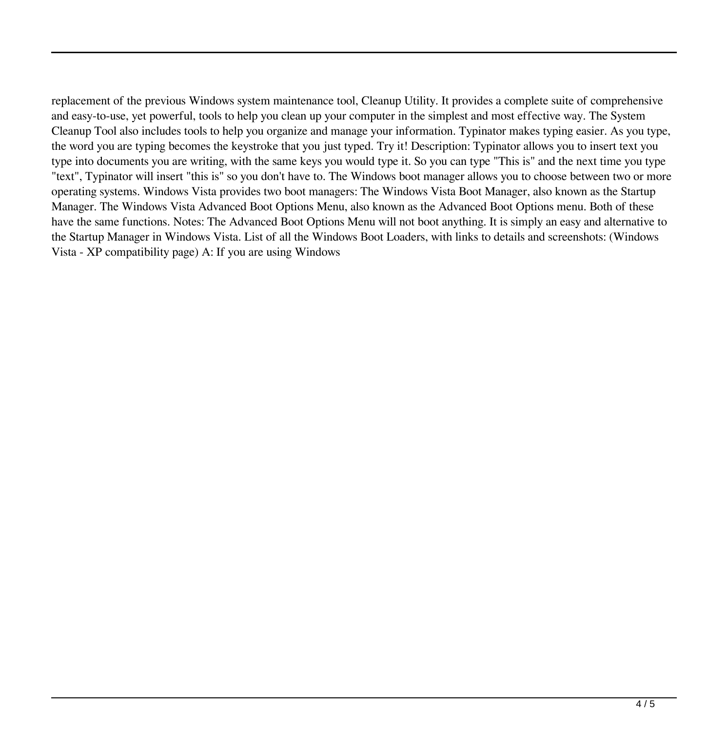replacement of the previous Windows system maintenance tool, Cleanup Utility. It provides a complete suite of comprehensive and easy-to-use, yet powerful, tools to help you clean up your computer in the simplest and most effective way. The System Cleanup Tool also includes tools to help you organize and manage your information. Typinator makes typing easier. As you type, the word you are typing becomes the keystroke that you just typed. Try it! Description: Typinator allows you to insert text you type into documents you are writing, with the same keys you would type it. So you can type "This is" and the next time you type "text", Typinator will insert "this is" so you don't have to. The Windows boot manager allows you to choose between two or more operating systems. Windows Vista provides two boot managers: The Windows Vista Boot Manager, also known as the Startup Manager. The Windows Vista Advanced Boot Options Menu, also known as the Advanced Boot Options menu. Both of these have the same functions. Notes: The Advanced Boot Options Menu will not boot anything. It is simply an easy and alternative to the Startup Manager in Windows Vista. List of all the Windows Boot Loaders, with links to details and screenshots: (Windows Vista - XP compatibility page) A: If you are using Windows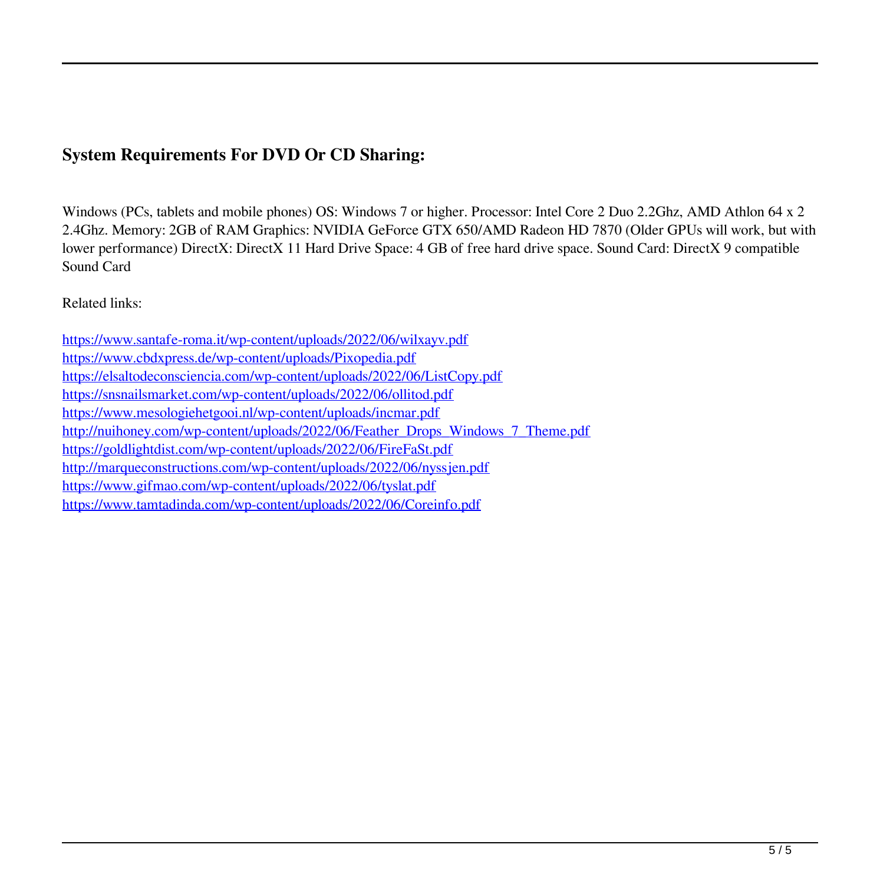## System Requirements For DVD Or CD Sharing:

Windows (PCs, tablets and mobile phones) OS: Windows 7 or higher. Processor: Intel Core 2 Duo 2.2Ghz, AMD Athlon 64 x 2 2.4Ghz. Memory: 2GB of RAM Graphics: NVIDIA GeForce GTX 650/AMD Radeon HD 7870 (Older GPUs will work, but with lower performance) DirectX: DirectX 11 Hard Drive Space: 4 GB of free hard drive space. Sound Card: DirectX 9 compatible Sound Card

Related links:

https://www.santafe-roma.it/wp-content/uploads/2022/06/wilxayv.pdf
https://www.cbdxpress.de/wp-content/uploads/Pixopedia.pdf
https://elsaltodeconsciencia.com/wp-content/uploads/2022/06/ListCopy.pdf
https://snsnailsmarket.com/wp-content/uploads/2022/06/ollitod.pdf
https://www.mesologiehetgooi.nl/wp-content/uploads/incmar.pdf
http://nuihoney.com/wp-content/uploads/2022/06/Feather_Drops_Windows_7_Theme.pdf
https://goldlightdist.com/wp-content/uploads/2022/06/FireFaSt.pdf
http://marqueconstructions.com/wp-content/uploads/2022/06/nyssjen.pdf
https://www.gifmao.com/wp-content/uploads/2022/06/tyslat.pdf
https://www.tamtadinda.com/wp-content/uploads/2022/06/Coreinfo.pdf